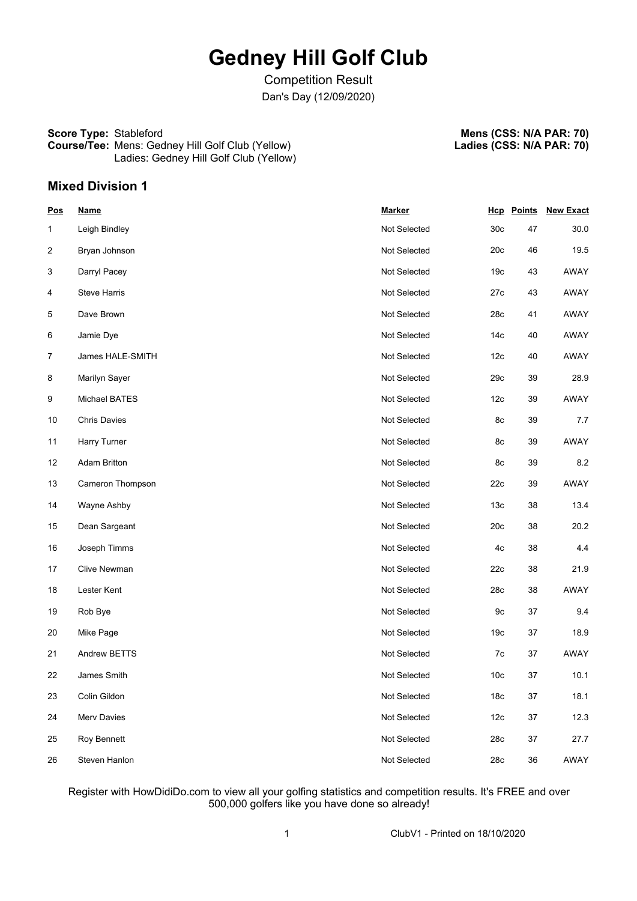# Gedney Hill Golf Club

Competition Result

Dan's Day (12/09/2020)

**Score Type:** Stableford
**Course/Tee:** Mens: Gedney Hill Golf Club (Yellow)
Ladies: Gedney Hill Golf Club (Yellow)

**Mens (CSS: N/A PAR: 70)**
**Ladies (CSS: N/A PAR: 70)**

## Mixed Division 1

| Pos | Name | Marker | Hcp | Points | New Exact |
|---|---|---|---|---|---|
| 1 | Leigh Bindley | Not Selected | 30c | 47 | 30.0 |
| 2 | Bryan Johnson | Not Selected | 20c | 46 | 19.5 |
| 3 | Darryl Pacey | Not Selected | 19c | 43 | AWAY |
| 4 | Steve Harris | Not Selected | 27c | 43 | AWAY |
| 5 | Dave Brown | Not Selected | 28c | 41 | AWAY |
| 6 | Jamie Dye | Not Selected | 14c | 40 | AWAY |
| 7 | James HALE-SMITH | Not Selected | 12c | 40 | AWAY |
| 8 | Marilyn Sayer | Not Selected | 29c | 39 | 28.9 |
| 9 | Michael BATES | Not Selected | 12c | 39 | AWAY |
| 10 | Chris Davies | Not Selected | 8c | 39 | 7.7 |
| 11 | Harry Turner | Not Selected | 8c | 39 | AWAY |
| 12 | Adam Britton | Not Selected | 8c | 39 | 8.2 |
| 13 | Cameron Thompson | Not Selected | 22c | 39 | AWAY |
| 14 | Wayne Ashby | Not Selected | 13c | 38 | 13.4 |
| 15 | Dean Sargeant | Not Selected | 20c | 38 | 20.2 |
| 16 | Joseph Timms | Not Selected | 4c | 38 | 4.4 |
| 17 | Clive Newman | Not Selected | 22c | 38 | 21.9 |
| 18 | Lester Kent | Not Selected | 28c | 38 | AWAY |
| 19 | Rob Bye | Not Selected | 9c | 37 | 9.4 |
| 20 | Mike Page | Not Selected | 19c | 37 | 18.9 |
| 21 | Andrew BETTS | Not Selected | 7c | 37 | AWAY |
| 22 | James Smith | Not Selected | 10c | 37 | 10.1 |
| 23 | Colin Gildon | Not Selected | 18c | 37 | 18.1 |
| 24 | Merv Davies | Not Selected | 12c | 37 | 12.3 |
| 25 | Roy Bennett | Not Selected | 28c | 37 | 27.7 |
| 26 | Steven Hanlon | Not Selected | 28c | 36 | AWAY |

Register with HowDidiDo.com to view all your golfing statistics and competition results. It's FREE and over 500,000 golfers like you have done so already!

ClubV1 - Printed on 18/10/2020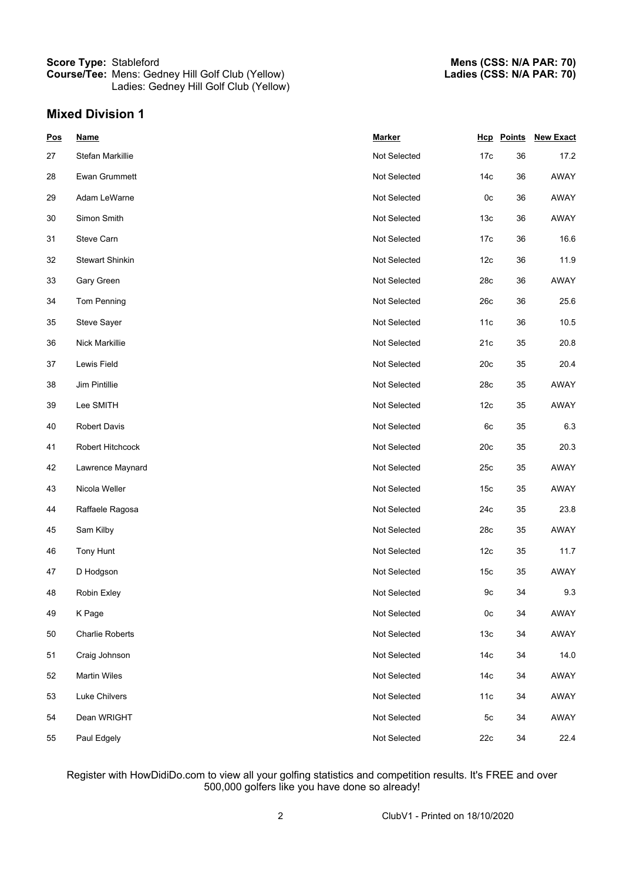**Score Type:** Stableford
**Course/Tee:** Mens: Gedney Hill Golf Club (Yellow)
Ladies: Gedney Hill Golf Club (Yellow)

**Mens (CSS: N/A PAR: 70)**
**Ladies (CSS: N/A PAR: 70)**

## Mixed Division 1

| Pos | Name | Marker | Hcp | Points | New Exact |
|---|---|---|---|---|---|
| 27 | Stefan Markillie | Not Selected | 17c | 36 | 17.2 |
| 28 | Ewan Grummett | Not Selected | 14c | 36 | AWAY |
| 29 | Adam LeWarne | Not Selected | 0c | 36 | AWAY |
| 30 | Simon Smith | Not Selected | 13c | 36 | AWAY |
| 31 | Steve Carn | Not Selected | 17c | 36 | 16.6 |
| 32 | Stewart Shinkin | Not Selected | 12c | 36 | 11.9 |
| 33 | Gary Green | Not Selected | 28c | 36 | AWAY |
| 34 | Tom Penning | Not Selected | 26c | 36 | 25.6 |
| 35 | Steve Sayer | Not Selected | 11c | 36 | 10.5 |
| 36 | Nick Markillie | Not Selected | 21c | 35 | 20.8 |
| 37 | Lewis Field | Not Selected | 20c | 35 | 20.4 |
| 38 | Jim Pintillie | Not Selected | 28c | 35 | AWAY |
| 39 | Lee SMITH | Not Selected | 12c | 35 | AWAY |
| 40 | Robert Davis | Not Selected | 6c | 35 | 6.3 |
| 41 | Robert Hitchcock | Not Selected | 20c | 35 | 20.3 |
| 42 | Lawrence Maynard | Not Selected | 25c | 35 | AWAY |
| 43 | Nicola Weller | Not Selected | 15c | 35 | AWAY |
| 44 | Raffaele Ragosa | Not Selected | 24c | 35 | 23.8 |
| 45 | Sam Kilby | Not Selected | 28c | 35 | AWAY |
| 46 | Tony Hunt | Not Selected | 12c | 35 | 11.7 |
| 47 | D Hodgson | Not Selected | 15c | 35 | AWAY |
| 48 | Robin Exley | Not Selected | 9c | 34 | 9.3 |
| 49 | K Page | Not Selected | 0c | 34 | AWAY |
| 50 | Charlie Roberts | Not Selected | 13c | 34 | AWAY |
| 51 | Craig Johnson | Not Selected | 14c | 34 | 14.0 |
| 52 | Martin Wiles | Not Selected | 14c | 34 | AWAY |
| 53 | Luke Chilvers | Not Selected | 11c | 34 | AWAY |
| 54 | Dean WRIGHT | Not Selected | 5c | 34 | AWAY |
| 55 | Paul Edgely | Not Selected | 22c | 34 | 22.4 |

Register with HowDidiDo.com to view all your golfing statistics and competition results. It's FREE and over 500,000 golfers like you have done so already!

ClubV1 - Printed on 18/10/2020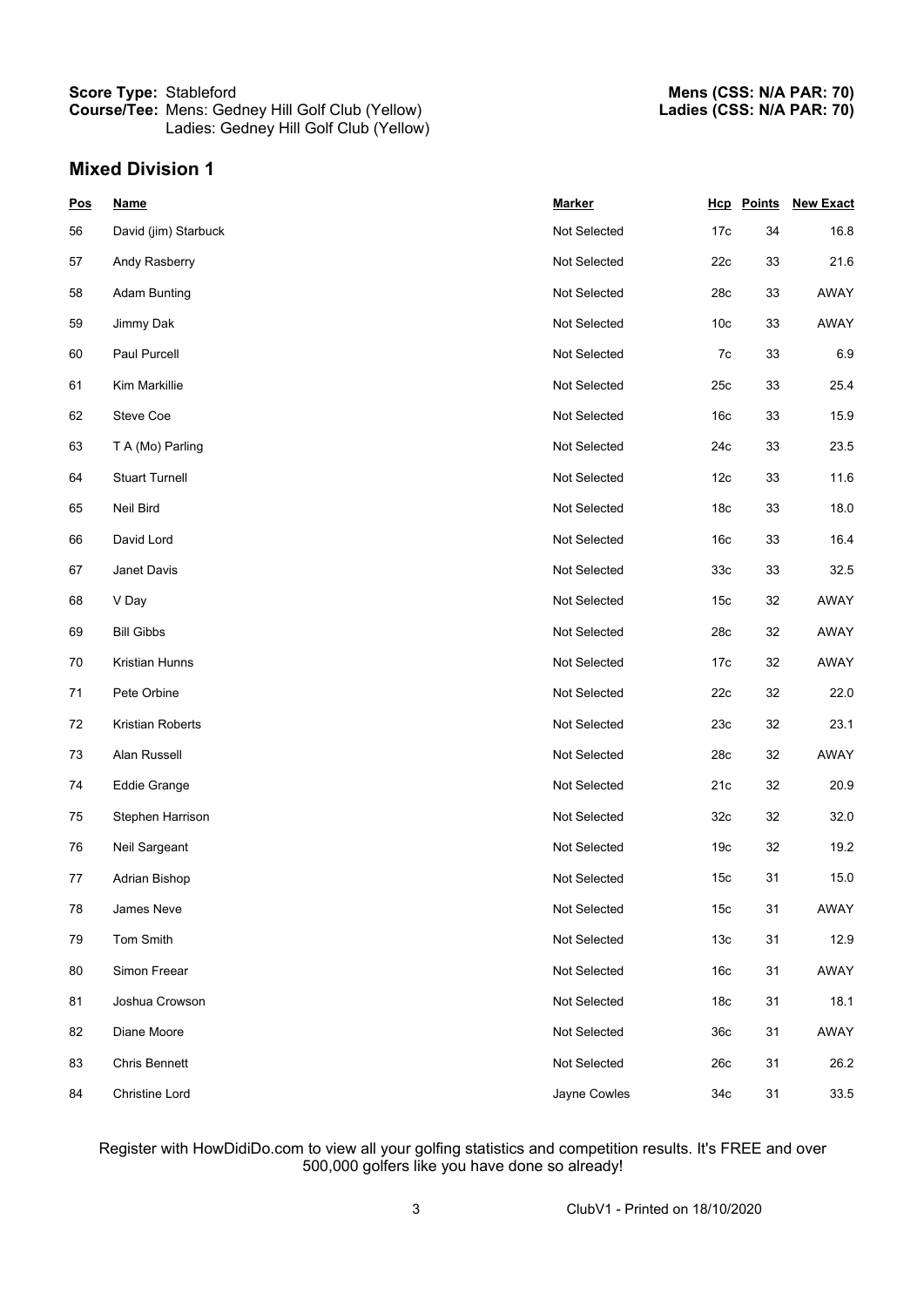**Score Type:** Stableford
**Course/Tee:** Mens: Gedney Hill Golf Club (Yellow)
Ladies: Gedney Hill Golf Club (Yellow)

**Mens (CSS: N/A PAR: 70)**
**Ladies (CSS: N/A PAR: 70)**

## Mixed Division 1

| Pos | Name | Marker | Hcp | Points | New Exact |
|---|---|---|---|---|---|
| 56 | David (jim) Starbuck | Not Selected | 17c | 34 | 16.8 |
| 57 | Andy Rasberry | Not Selected | 22c | 33 | 21.6 |
| 58 | Adam Bunting | Not Selected | 28c | 33 | AWAY |
| 59 | Jimmy Dak | Not Selected | 10c | 33 | AWAY |
| 60 | Paul Purcell | Not Selected | 7c | 33 | 6.9 |
| 61 | Kim Markillie | Not Selected | 25c | 33 | 25.4 |
| 62 | Steve Coe | Not Selected | 16c | 33 | 15.9 |
| 63 | T A (Mo) Parling | Not Selected | 24c | 33 | 23.5 |
| 64 | Stuart Turnell | Not Selected | 12c | 33 | 11.6 |
| 65 | Neil Bird | Not Selected | 18c | 33 | 18.0 |
| 66 | David Lord | Not Selected | 16c | 33 | 16.4 |
| 67 | Janet Davis | Not Selected | 33c | 33 | 32.5 |
| 68 | V Day | Not Selected | 15c | 32 | AWAY |
| 69 | Bill Gibbs | Not Selected | 28c | 32 | AWAY |
| 70 | Kristian Hunns | Not Selected | 17c | 32 | AWAY |
| 71 | Pete Orbine | Not Selected | 22c | 32 | 22.0 |
| 72 | Kristian Roberts | Not Selected | 23c | 32 | 23.1 |
| 73 | Alan Russell | Not Selected | 28c | 32 | AWAY |
| 74 | Eddie Grange | Not Selected | 21c | 32 | 20.9 |
| 75 | Stephen Harrison | Not Selected | 32c | 32 | 32.0 |
| 76 | Neil Sargeant | Not Selected | 19c | 32 | 19.2 |
| 77 | Adrian Bishop | Not Selected | 15c | 31 | 15.0 |
| 78 | James Neve | Not Selected | 15c | 31 | AWAY |
| 79 | Tom Smith | Not Selected | 13c | 31 | 12.9 |
| 80 | Simon Freear | Not Selected | 16c | 31 | AWAY |
| 81 | Joshua Crowson | Not Selected | 18c | 31 | 18.1 |
| 82 | Diane Moore | Not Selected | 36c | 31 | AWAY |
| 83 | Chris Bennett | Not Selected | 26c | 31 | 26.2 |
| 84 | Christine Lord | Jayne Cowles | 34c | 31 | 33.5 |

Register with HowDidiDo.com to view all your golfing statistics and competition results. It's FREE and over 500,000 golfers like you have done so already!

ClubV1 - Printed on 18/10/2020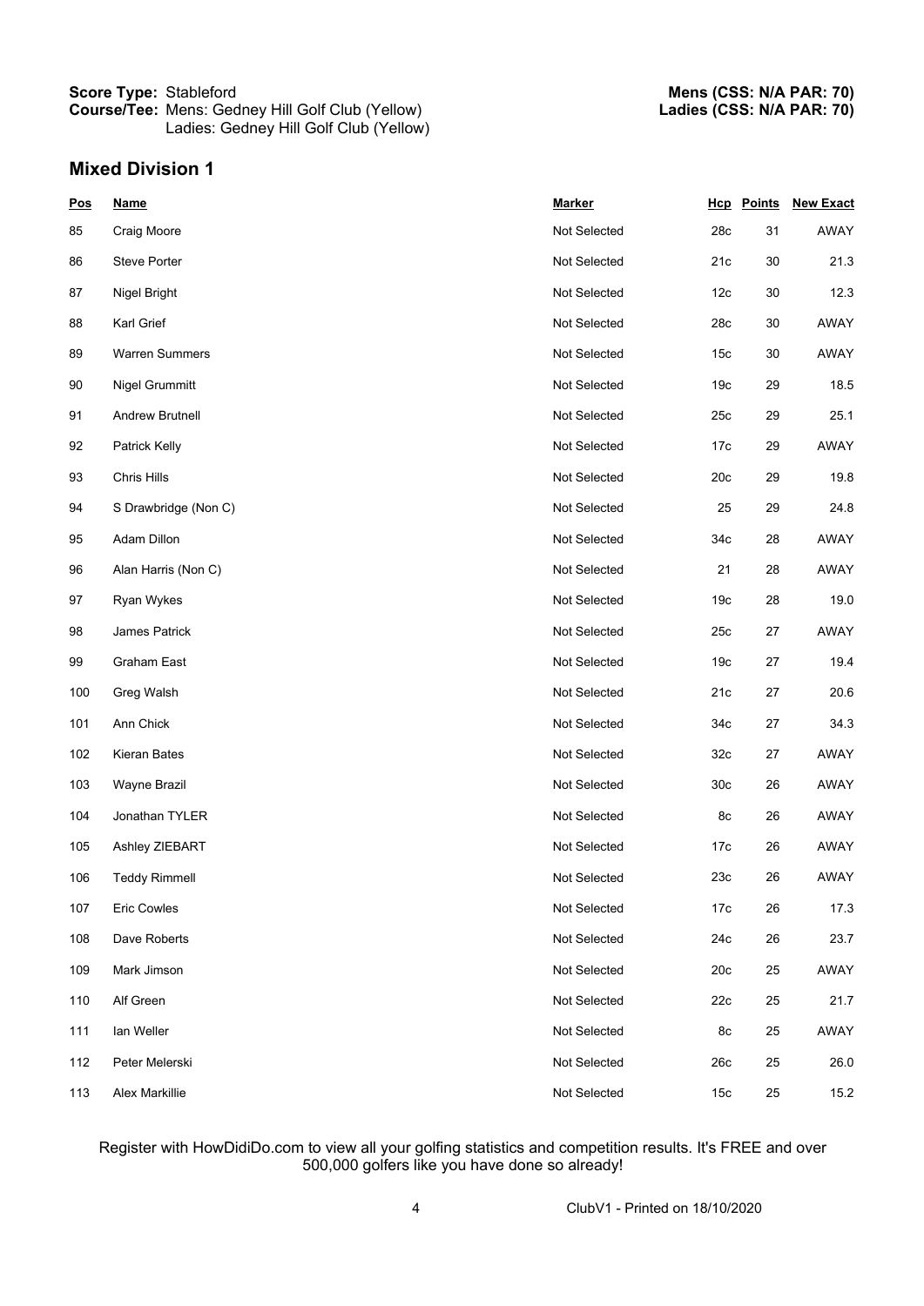**Score Type:** Stableford
**Course/Tee:** Mens: Gedney Hill Golf Club (Yellow)
Ladies: Gedney Hill Golf Club (Yellow)

**Mens (CSS: N/A PAR: 70)**
**Ladies (CSS: N/A PAR: 70)**

## Mixed Division 1

| Pos | Name | Marker | Hcp | Points | New Exact |
|---|---|---|---|---|---|
| 85 | Craig Moore | Not Selected | 28c | 31 | AWAY |
| 86 | Steve Porter | Not Selected | 21c | 30 | 21.3 |
| 87 | Nigel Bright | Not Selected | 12c | 30 | 12.3 |
| 88 | Karl Grief | Not Selected | 28c | 30 | AWAY |
| 89 | Warren Summers | Not Selected | 15c | 30 | AWAY |
| 90 | Nigel Grummitt | Not Selected | 19c | 29 | 18.5 |
| 91 | Andrew Brutnell | Not Selected | 25c | 29 | 25.1 |
| 92 | Patrick Kelly | Not Selected | 17c | 29 | AWAY |
| 93 | Chris Hills | Not Selected | 20c | 29 | 19.8 |
| 94 | S Drawbridge (Non C) | Not Selected | 25 | 29 | 24.8 |
| 95 | Adam Dillon | Not Selected | 34c | 28 | AWAY |
| 96 | Alan Harris (Non C) | Not Selected | 21 | 28 | AWAY |
| 97 | Ryan Wykes | Not Selected | 19c | 28 | 19.0 |
| 98 | James Patrick | Not Selected | 25c | 27 | AWAY |
| 99 | Graham East | Not Selected | 19c | 27 | 19.4 |
| 100 | Greg Walsh | Not Selected | 21c | 27 | 20.6 |
| 101 | Ann Chick | Not Selected | 34c | 27 | 34.3 |
| 102 | Kieran Bates | Not Selected | 32c | 27 | AWAY |
| 103 | Wayne Brazil | Not Selected | 30c | 26 | AWAY |
| 104 | Jonathan TYLER | Not Selected | 8c | 26 | AWAY |
| 105 | Ashley ZIEBART | Not Selected | 17c | 26 | AWAY |
| 106 | Teddy Rimmell | Not Selected | 23c | 26 | AWAY |
| 107 | Eric Cowles | Not Selected | 17c | 26 | 17.3 |
| 108 | Dave Roberts | Not Selected | 24c | 26 | 23.7 |
| 109 | Mark Jimson | Not Selected | 20c | 25 | AWAY |
| 110 | Alf Green | Not Selected | 22c | 25 | 21.7 |
| 111 | Ian Weller | Not Selected | 8c | 25 | AWAY |
| 112 | Peter Melerski | Not Selected | 26c | 25 | 26.0 |
| 113 | Alex Markillie | Not Selected | 15c | 25 | 15.2 |

Register with HowDidiDo.com to view all your golfing statistics and competition results. It's FREE and over 500,000 golfers like you have done so already!

ClubV1 - Printed on 18/10/2020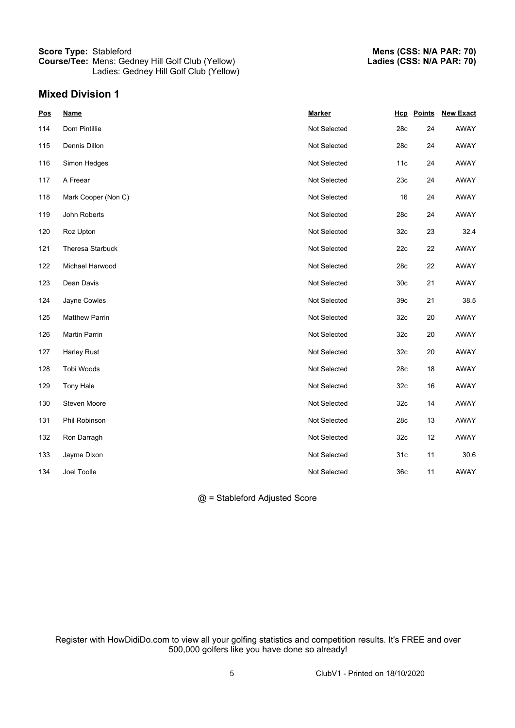**Score Type:** Stableford
**Course/Tee:** Mens: Gedney Hill Golf Club (Yellow)
Ladies: Gedney Hill Golf Club (Yellow)

**Mens (CSS: N/A PAR: 70)**
**Ladies (CSS: N/A PAR: 70)**

## Mixed Division 1

| Pos | Name | Marker | Hcp | Points | New Exact |
|---|---|---|---|---|---|
| 114 | Dom Pintillie | Not Selected | 28c | 24 | AWAY |
| 115 | Dennis Dillon | Not Selected | 28c | 24 | AWAY |
| 116 | Simon Hedges | Not Selected | 11c | 24 | AWAY |
| 117 | A Freear | Not Selected | 23c | 24 | AWAY |
| 118 | Mark Cooper (Non C) | Not Selected | 16 | 24 | AWAY |
| 119 | John Roberts | Not Selected | 28c | 24 | AWAY |
| 120 | Roz Upton | Not Selected | 32c | 23 | 32.4 |
| 121 | Theresa Starbuck | Not Selected | 22c | 22 | AWAY |
| 122 | Michael Harwood | Not Selected | 28c | 22 | AWAY |
| 123 | Dean Davis | Not Selected | 30c | 21 | AWAY |
| 124 | Jayne Cowles | Not Selected | 39c | 21 | 38.5 |
| 125 | Matthew Parrin | Not Selected | 32c | 20 | AWAY |
| 126 | Martin Parrin | Not Selected | 32c | 20 | AWAY |
| 127 | Harley Rust | Not Selected | 32c | 20 | AWAY |
| 128 | Tobi Woods | Not Selected | 28c | 18 | AWAY |
| 129 | Tony Hale | Not Selected | 32c | 16 | AWAY |
| 130 | Steven Moore | Not Selected | 32c | 14 | AWAY |
| 131 | Phil Robinson | Not Selected | 28c | 13 | AWAY |
| 132 | Ron Darragh | Not Selected | 32c | 12 | AWAY |
| 133 | Jayme Dixon | Not Selected | 31c | 11 | 30.6 |
| 134 | Joel Toolle | Not Selected | 36c | 11 | AWAY |

@ = Stableford Adjusted Score

Register with HowDidiDo.com to view all your golfing statistics and competition results. It's FREE and over 500,000 golfers like you have done so already!

ClubV1 - Printed on 18/10/2020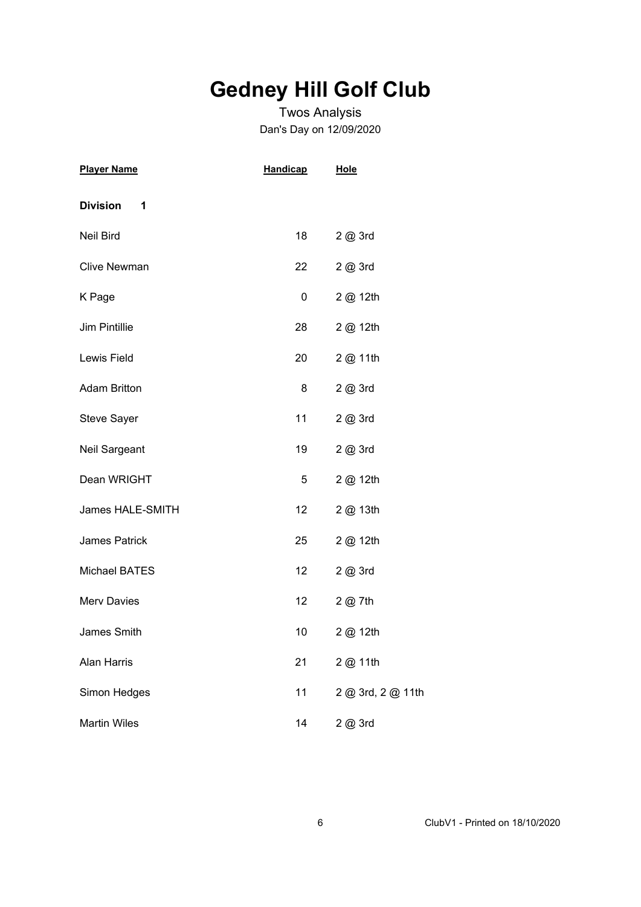# Gedney Hill Golf Club

Twos Analysis

Dan's Day on 12/09/2020

| Player Name | Handicap | Hole |
| --- | --- | --- |
| **Division 1** | | |
| Neil Bird | 18 | 2 @ 3rd |
| Clive Newman | 22 | 2 @ 3rd |
| K Page | 0 | 2 @ 12th |
| Jim Pintillie | 28 | 2 @ 12th |
| Lewis Field | 20 | 2 @ 11th |
| Adam Britton | 8 | 2 @ 3rd |
| Steve Sayer | 11 | 2 @ 3rd |
| Neil Sargeant | 19 | 2 @ 3rd |
| Dean WRIGHT | 5 | 2 @ 12th |
| James HALE-SMITH | 12 | 2 @ 13th |
| James Patrick | 25 | 2 @ 12th |
| Michael BATES | 12 | 2 @ 3rd |
| Merv Davies | 12 | 2 @ 7th |
| James Smith | 10 | 2 @ 12th |
| Alan Harris | 21 | 2 @ 11th |
| Simon Hedges | 11 | 2 @ 3rd, 2 @ 11th |
| Martin Wiles | 14 | 2 @ 3rd |

ClubV1 - Printed on 18/10/2020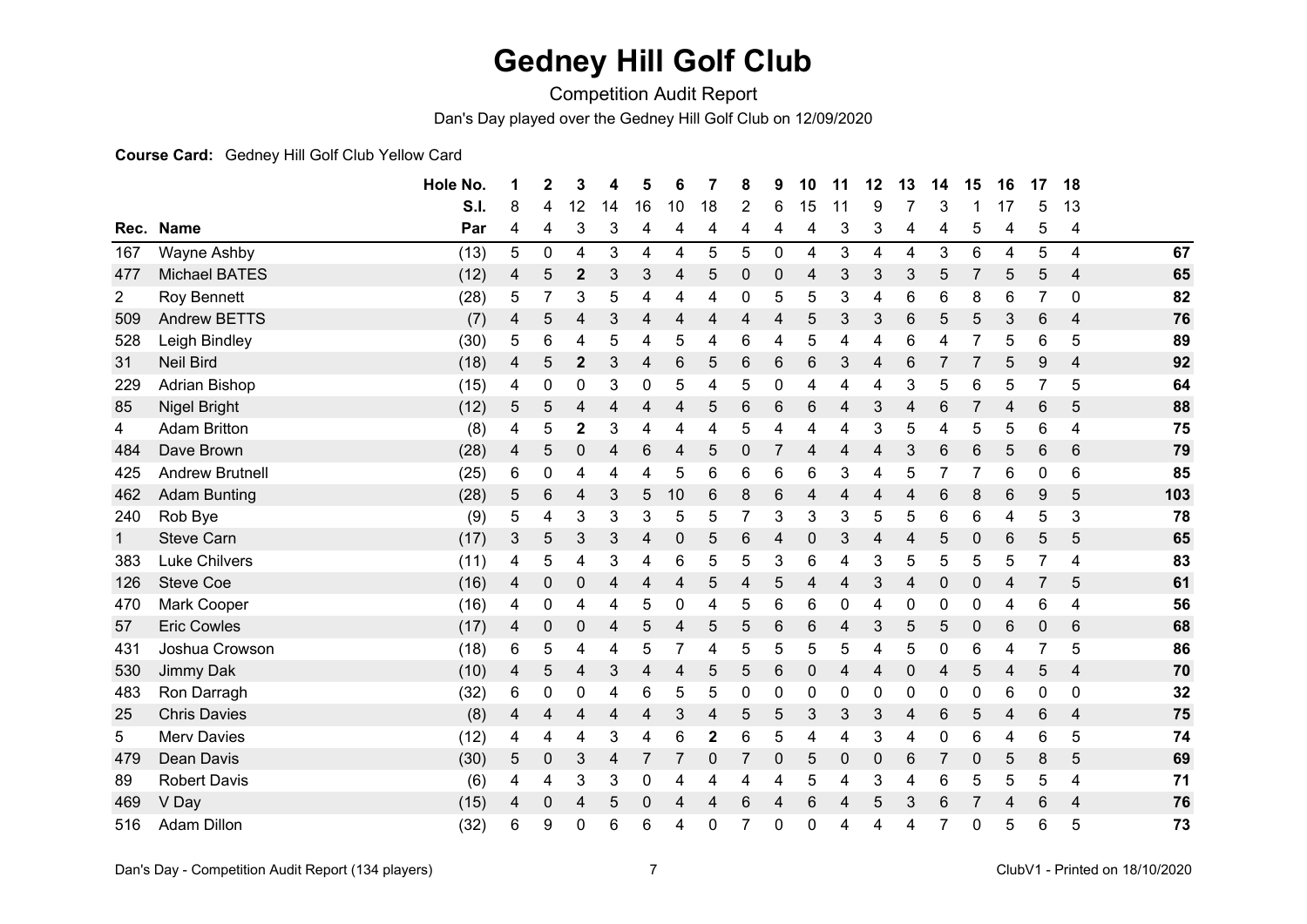# Gedney Hill Golf Club

Competition Audit Report

Dan's Day played over the Gedney Hill Golf Club on 12/09/2020

**Course Card:** Gedney Hill Golf Club Yellow Card

| Rec. | Name | Hole No. | 1 | 2 | 3 | 4 | 5 | 6 | 7 | 8 | 9 | 10 | 11 | 12 | 13 | 14 | 15 | 16 | 17 | 18 | |
|---|---|---|---|---|---|---|---|---|---|---|---|---|---|---|---|---|---|---|---|---|---|
| | | S.I. | 8 | 4 | 12 | 14 | 16 | 10 | 18 | 2 | 6 | 15 | 11 | 9 | 7 | 3 | 1 | 17 | 5 | 13 | |
| | | Par | 4 | 4 | 3 | 3 | 4 | 4 | 4 | 4 | 4 | 4 | 3 | 3 | 4 | 4 | 5 | 4 | 5 | 4 | |
| 167 | Wayne Ashby | (13) | 5 | 0 | 4 | 3 | 4 | 4 | 5 | 5 | 0 | 4 | 3 | 4 | 4 | 3 | 6 | 4 | 5 | 4 | **67** |
| 477 | Michael BATES | (12) | 4 | 5 | **2** | 3 | 3 | 4 | 5 | 0 | 0 | 4 | 3 | 3 | 3 | 5 | 7 | 5 | 5 | 4 | **65** |
| 2 | Roy Bennett | (28) | 5 | 7 | 3 | 5 | 4 | 4 | 4 | 0 | 5 | 5 | 3 | 4 | 6 | 6 | 8 | 6 | 7 | 0 | **82** |
| 509 | Andrew BETTS | (7) | 4 | 5 | 4 | 3 | 4 | 4 | 4 | 4 | 4 | 5 | 3 | 3 | 6 | 5 | 5 | 3 | 6 | 4 | **76** |
| 528 | Leigh Bindley | (30) | 5 | 6 | 4 | 5 | 4 | 5 | 4 | 6 | 4 | 5 | 4 | 4 | 6 | 4 | 7 | 5 | 6 | 5 | **89** |
| 31 | Neil Bird | (18) | 4 | 5 | **2** | 3 | 4 | 6 | 5 | 6 | 6 | 6 | 3 | 4 | 6 | 7 | 7 | 5 | 9 | 4 | **92** |
| 229 | Adrian Bishop | (15) | 4 | 0 | 0 | 3 | 0 | 5 | 4 | 5 | 0 | 4 | 4 | 4 | 3 | 5 | 6 | 5 | 7 | 5 | **64** |
| 85 | Nigel Bright | (12) | 5 | 5 | 4 | 4 | 4 | 4 | 5 | 6 | 6 | 6 | 4 | 3 | 4 | 6 | 7 | 4 | 6 | 5 | **88** |
| 4 | Adam Britton | (8) | 4 | 5 | **2** | 3 | 4 | 4 | 4 | 5 | 4 | 4 | 4 | 3 | 5 | 4 | 5 | 5 | 6 | 4 | **75** |
| 484 | Dave Brown | (28) | 4 | 5 | 0 | 4 | 6 | 4 | 5 | 0 | 7 | 4 | 4 | 4 | 3 | 6 | 6 | 5 | 6 | 6 | **79** |
| 425 | Andrew Brutnell | (25) | 6 | 0 | 4 | 4 | 4 | 5 | 6 | 6 | 6 | 6 | 3 | 4 | 5 | 7 | 7 | 6 | 0 | 6 | **85** |
| 462 | Adam Bunting | (28) | 5 | 6 | 4 | 3 | 5 | 10 | 6 | 8 | 6 | 4 | 4 | 4 | 4 | 6 | 8 | 6 | 9 | 5 | **103** |
| 240 | Rob Bye | (9) | 5 | 4 | 3 | 3 | 3 | 5 | 5 | 7 | 3 | 3 | 3 | 5 | 5 | 6 | 6 | 4 | 5 | 3 | **78** |
| 1 | Steve Carn | (17) | 3 | 5 | 3 | 3 | 4 | 0 | 5 | 6 | 4 | 0 | 3 | 4 | 4 | 5 | 0 | 6 | 5 | 5 | **65** |
| 383 | Luke Chilvers | (11) | 4 | 5 | 4 | 3 | 4 | 6 | 5 | 5 | 3 | 6 | 4 | 3 | 5 | 5 | 5 | 5 | 7 | 4 | **83** |
| 126 | Steve Coe | (16) | 4 | 0 | 0 | 4 | 4 | 4 | 5 | 4 | 5 | 4 | 4 | 3 | 4 | 0 | 0 | 4 | 7 | 5 | **61** |
| 470 | Mark Cooper | (16) | 4 | 0 | 4 | 4 | 5 | 0 | 4 | 5 | 6 | 6 | 0 | 4 | 0 | 0 | 0 | 4 | 6 | 4 | **56** |
| 57 | Eric Cowles | (17) | 4 | 0 | 0 | 4 | 5 | 4 | 5 | 5 | 6 | 6 | 4 | 3 | 5 | 5 | 0 | 6 | 0 | 6 | **68** |
| 431 | Joshua Crowson | (18) | 6 | 5 | 4 | 4 | 5 | 7 | 4 | 5 | 5 | 5 | 5 | 4 | 5 | 0 | 6 | 4 | 7 | 5 | **86** |
| 530 | Jimmy Dak | (10) | 4 | 5 | 4 | 3 | 4 | 4 | 5 | 5 | 6 | 0 | 4 | 4 | 0 | 4 | 5 | 4 | 5 | 4 | **70** |
| 483 | Ron Darragh | (32) | 6 | 0 | 0 | 4 | 6 | 5 | 5 | 0 | 0 | 0 | 0 | 0 | 0 | 0 | 0 | 6 | 0 | 0 | **32** |
| 25 | Chris Davies | (8) | 4 | 4 | 4 | 4 | 4 | 3 | 4 | 5 | 5 | 3 | 3 | 3 | 4 | 6 | 5 | 4 | 6 | 4 | **75** |
| 5 | Merv Davies | (12) | 4 | 4 | 4 | 3 | 4 | 6 | **2** | 6 | 5 | 4 | 4 | 3 | 4 | 0 | 6 | 4 | 6 | 5 | **74** |
| 479 | Dean Davis | (30) | 5 | 0 | 3 | 4 | 7 | 7 | 0 | 7 | 0 | 5 | 0 | 0 | 6 | 7 | 0 | 5 | 8 | 5 | **69** |
| 89 | Robert Davis | (6) | 4 | 4 | 3 | 3 | 0 | 4 | 4 | 4 | 4 | 5 | 4 | 3 | 4 | 6 | 5 | 5 | 5 | 4 | **71** |
| 469 | V Day | (15) | 4 | 0 | 4 | 5 | 0 | 4 | 4 | 6 | 4 | 6 | 4 | 5 | 3 | 6 | 7 | 4 | 6 | 4 | **76** |
| 516 | Adam Dillon | (32) | 6 | 9 | 0 | 6 | 6 | 4 | 0 | 7 | 0 | 0 | 4 | 4 | 4 | 7 | 0 | 5 | 6 | 5 | **73** |

Dan's Day - Competition Audit Report (134 players) ClubV1 - Printed on 18/10/2020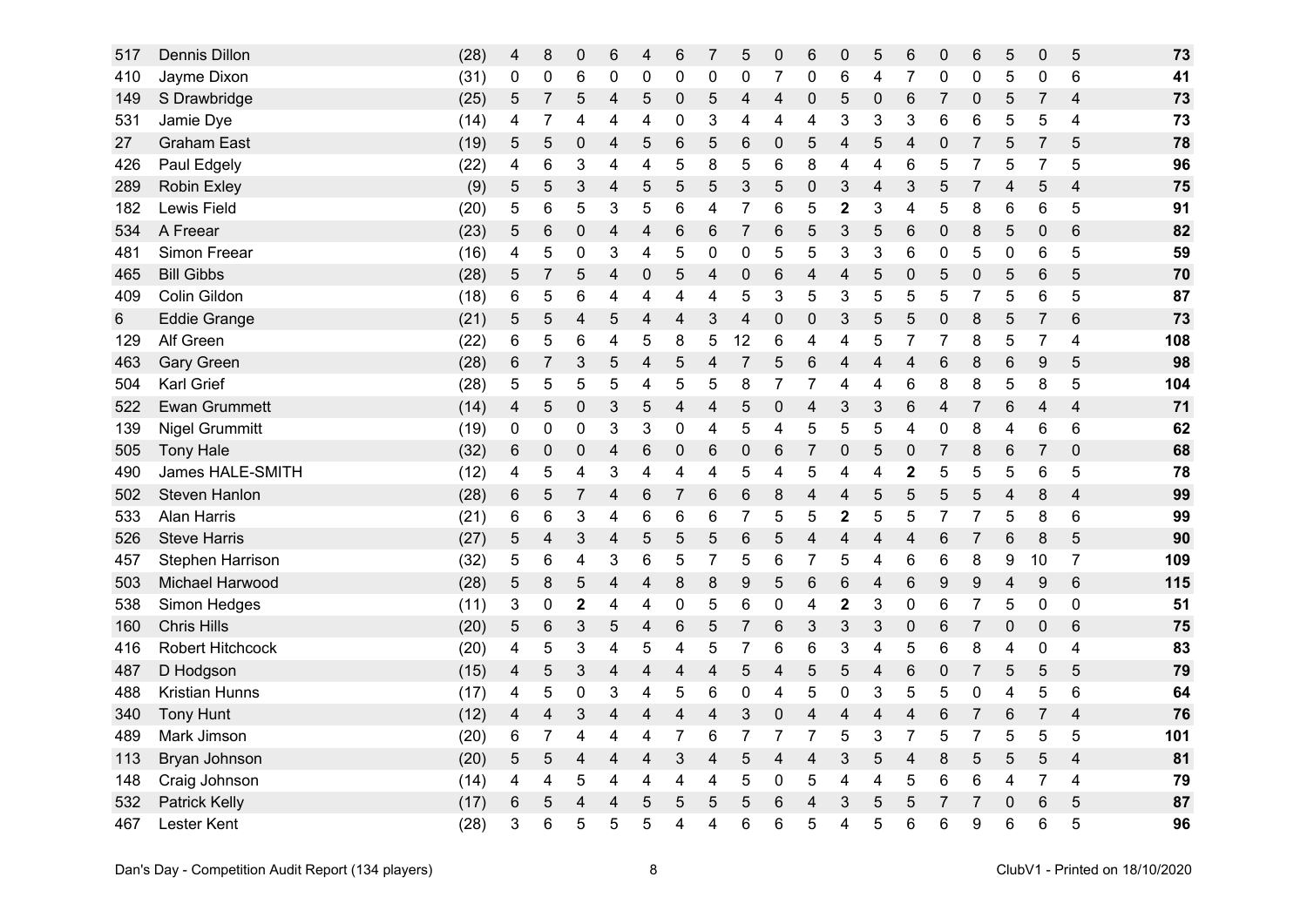| | | | | | | | | | | | | | | | | | | | | | |
|---|---|---|---|---|---|---|---|---|---|---|---|---|---|---|---|---|---|---|---|---|---|
| 517 | Dennis Dillon | (28) | 4 | 8 | 0 | 6 | 4 | 6 | 7 | 5 | 0 | 6 | 0 | 5 | 6 | 0 | 6 | 5 | 0 | 5 | **73** |
| 410 | Jayme Dixon | (31) | 0 | 0 | 6 | 0 | 0 | 0 | 0 | 0 | 7 | 0 | 6 | 4 | 7 | 0 | 0 | 5 | 0 | 6 | **41** |
| 149 | S Drawbridge | (25) | 5 | 7 | 5 | 4 | 5 | 0 | 5 | 4 | 4 | 0 | 5 | 0 | 6 | 7 | 0 | 5 | 7 | 4 | **73** |
| 531 | Jamie Dye | (14) | 4 | 7 | 4 | 4 | 4 | 0 | 3 | 4 | 4 | 4 | 3 | 3 | 3 | 6 | 6 | 5 | 5 | 4 | **73** |
| 27 | Graham East | (19) | 5 | 5 | 0 | 4 | 5 | 6 | 5 | 6 | 0 | 5 | 4 | 5 | 4 | 0 | 7 | 5 | 7 | 5 | **78** |
| 426 | Paul Edgely | (22) | 4 | 6 | 3 | 4 | 4 | 5 | 8 | 5 | 6 | 8 | 4 | 4 | 6 | 5 | 7 | 5 | 7 | 5 | **96** |
| 289 | Robin Exley | (9) | 5 | 5 | 3 | 4 | 5 | 5 | 5 | 3 | 5 | 0 | 3 | 4 | 3 | 5 | 7 | 4 | 5 | 4 | **75** |
| 182 | Lewis Field | (20) | 5 | 6 | 5 | 3 | 5 | 6 | 4 | 7 | 6 | 5 | **2** | 3 | 4 | 5 | 8 | 6 | 6 | 5 | **91** |
| 534 | A Freear | (23) | 5 | 6 | 0 | 4 | 4 | 6 | 6 | 7 | 6 | 5 | 3 | 5 | 6 | 0 | 8 | 5 | 0 | 6 | **82** |
| 481 | Simon Freear | (16) | 4 | 5 | 0 | 3 | 4 | 5 | 0 | 0 | 5 | 5 | 3 | 3 | 6 | 0 | 5 | 0 | 6 | 5 | **59** |
| 465 | Bill Gibbs | (28) | 5 | 7 | 5 | 4 | 0 | 5 | 4 | 0 | 6 | 4 | 4 | 5 | 0 | 5 | 0 | 5 | 6 | 5 | **70** |
| 409 | Colin Gildon | (18) | 6 | 5 | 6 | 4 | 4 | 4 | 4 | 5 | 3 | 5 | 3 | 5 | 5 | 5 | 7 | 5 | 6 | 5 | **87** |
| 6 | Eddie Grange | (21) | 5 | 5 | 4 | 5 | 4 | 4 | 3 | 4 | 0 | 0 | 3 | 5 | 5 | 0 | 8 | 5 | 7 | 6 | **73** |
| 129 | Alf Green | (22) | 6 | 5 | 6 | 4 | 5 | 8 | 5 | 12 | 6 | 4 | 4 | 5 | 7 | 7 | 8 | 5 | 7 | 4 | **108** |
| 463 | Gary Green | (28) | 6 | 7 | 3 | 5 | 4 | 5 | 4 | 7 | 5 | 6 | 4 | 4 | 4 | 6 | 8 | 6 | 9 | 5 | **98** |
| 504 | Karl Grief | (28) | 5 | 5 | 5 | 5 | 4 | 5 | 5 | 8 | 7 | 7 | 4 | 4 | 6 | 8 | 8 | 5 | 8 | 5 | **104** |
| 522 | Ewan Grummett | (14) | 4 | 5 | 0 | 3 | 5 | 4 | 4 | 5 | 0 | 4 | 3 | 3 | 6 | 4 | 7 | 6 | 4 | 4 | **71** |
| 139 | Nigel Grummitt | (19) | 0 | 0 | 0 | 3 | 3 | 0 | 4 | 5 | 4 | 5 | 5 | 5 | 4 | 0 | 8 | 4 | 6 | 6 | **62** |
| 505 | Tony Hale | (32) | 6 | 0 | 0 | 4 | 6 | 0 | 6 | 0 | 6 | 7 | 0 | 5 | 0 | 7 | 8 | 6 | 7 | 0 | **68** |
| 490 | James HALE-SMITH | (12) | 4 | 5 | 4 | 3 | 4 | 4 | 4 | 5 | 4 | 5 | 4 | 4 | **2** | 5 | 5 | 5 | 6 | 5 | **78** |
| 502 | Steven Hanlon | (28) | 6 | 5 | 7 | 4 | 6 | 7 | 6 | 6 | 8 | 4 | 4 | 5 | 5 | 5 | 5 | 4 | 8 | 4 | **99** |
| 533 | Alan Harris | (21) | 6 | 6 | 3 | 4 | 6 | 6 | 6 | 7 | 5 | 5 | **2** | 5 | 5 | 7 | 7 | 5 | 8 | 6 | **99** |
| 526 | Steve Harris | (27) | 5 | 4 | 3 | 4 | 5 | 5 | 5 | 6 | 5 | 4 | 4 | 4 | 4 | 6 | 7 | 6 | 8 | 5 | **90** |
| 457 | Stephen Harrison | (32) | 5 | 6 | 4 | 3 | 6 | 5 | 7 | 5 | 6 | 7 | 5 | 4 | 6 | 6 | 8 | 9 | 10 | 7 | **109** |
| 503 | Michael Harwood | (28) | 5 | 8 | 5 | 4 | 4 | 8 | 8 | 9 | 5 | 6 | 6 | 4 | 6 | 9 | 9 | 4 | 9 | 6 | **115** |
| 538 | Simon Hedges | (11) | 3 | 0 | **2** | 4 | 4 | 0 | 5 | 6 | 0 | 4 | **2** | 3 | 0 | 6 | 7 | 5 | 0 | 0 | **51** |
| 160 | Chris Hills | (20) | 5 | 6 | 3 | 5 | 4 | 6 | 5 | 7 | 6 | 3 | 3 | 3 | 0 | 6 | 7 | 0 | 0 | 6 | **75** |
| 416 | Robert Hitchcock | (20) | 4 | 5 | 3 | 4 | 5 | 4 | 5 | 7 | 6 | 6 | 3 | 4 | 5 | 6 | 8 | 4 | 0 | 4 | **83** |
| 487 | D Hodgson | (15) | 4 | 5 | 3 | 4 | 4 | 4 | 4 | 5 | 4 | 5 | 5 | 4 | 6 | 0 | 7 | 5 | 5 | 5 | **79** |
| 488 | Kristian Hunns | (17) | 4 | 5 | 0 | 3 | 4 | 5 | 6 | 0 | 4 | 5 | 0 | 3 | 5 | 5 | 0 | 4 | 5 | 6 | **64** |
| 340 | Tony Hunt | (12) | 4 | 4 | 3 | 4 | 4 | 4 | 4 | 3 | 0 | 4 | 4 | 4 | 4 | 6 | 7 | 6 | 7 | 4 | **76** |
| 489 | Mark Jimson | (20) | 6 | 7 | 4 | 4 | 4 | 7 | 6 | 7 | 7 | 7 | 5 | 3 | 7 | 5 | 7 | 5 | 5 | 5 | **101** |
| 113 | Bryan Johnson | (20) | 5 | 5 | 4 | 4 | 4 | 3 | 4 | 5 | 4 | 4 | 3 | 5 | 4 | 8 | 5 | 5 | 5 | 4 | **81** |
| 148 | Craig Johnson | (14) | 4 | 4 | 5 | 4 | 4 | 4 | 4 | 5 | 0 | 5 | 4 | 4 | 5 | 6 | 6 | 4 | 7 | 4 | **79** |
| 532 | Patrick Kelly | (17) | 6 | 5 | 4 | 4 | 5 | 5 | 5 | 5 | 6 | 4 | 3 | 5 | 5 | 7 | 7 | 0 | 6 | 5 | **87** |
| 467 | Lester Kent | (28) | 3 | 6 | 5 | 5 | 5 | 4 | 4 | 6 | 6 | 5 | 4 | 5 | 6 | 6 | 9 | 6 | 6 | 5 | **96** |

Dan's Day - Competition Audit Report (134 players)

ClubV1 - Printed on 18/10/2020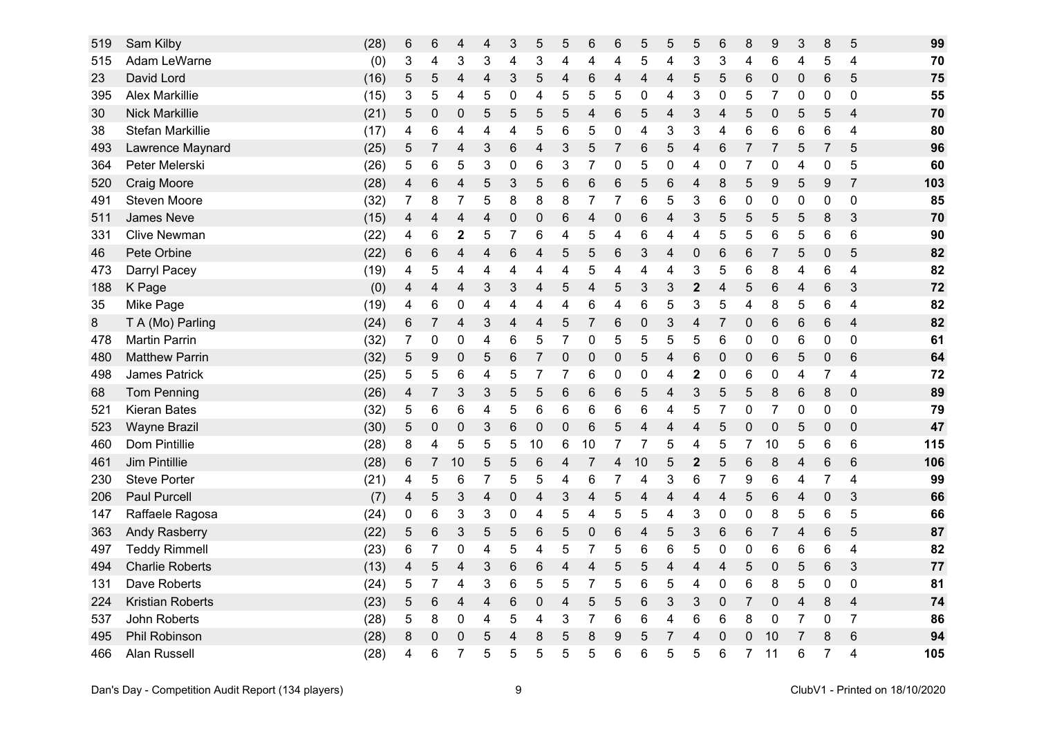| | | | | | | | | | | | | | | | | | | | | | |
|---|---|---|---|---|---|---|---|---|---|---|---|---|---|---|---|---|---|---|---|---|---|
| 519 | Sam Kilby | (28) | 6 | 6 | 4 | 4 | 3 | 5 | 5 | 6 | 6 | 5 | 5 | 5 | 6 | 8 | 9 | 3 | 8 | 5 | **99** |
| 515 | Adam LeWarne | (0) | 3 | 4 | 3 | 3 | 4 | 3 | 4 | 4 | 4 | 5 | 4 | 3 | 3 | 4 | 6 | 4 | 5 | 4 | **70** |
| 23 | David Lord | (16) | 5 | 5 | 4 | 4 | 3 | 5 | 4 | 6 | 4 | 4 | 4 | 5 | 5 | 6 | 0 | 0 | 6 | 5 | **75** |
| 395 | Alex Markillie | (15) | 3 | 5 | 4 | 5 | 0 | 4 | 5 | 5 | 5 | 0 | 4 | 3 | 0 | 5 | 7 | 0 | 0 | 0 | **55** |
| 30 | Nick Markillie | (21) | 5 | 0 | 0 | 5 | 5 | 5 | 5 | 4 | 6 | 5 | 4 | 3 | 4 | 5 | 0 | 5 | 5 | 4 | **70** |
| 38 | Stefan Markillie | (17) | 4 | 6 | 4 | 4 | 4 | 5 | 6 | 5 | 0 | 4 | 3 | 3 | 4 | 6 | 6 | 6 | 6 | 4 | **80** |
| 493 | Lawrence Maynard | (25) | 5 | 7 | 4 | 3 | 6 | 4 | 3 | 5 | 7 | 6 | 5 | 4 | 6 | 7 | 7 | 5 | 7 | 5 | **96** |
| 364 | Peter Melerski | (26) | 5 | 6 | 5 | 3 | 0 | 6 | 3 | 7 | 0 | 5 | 0 | 4 | 0 | 7 | 0 | 4 | 0 | 5 | **60** |
| 520 | Craig Moore | (28) | 4 | 6 | 4 | 5 | 3 | 5 | 6 | 6 | 6 | 5 | 6 | 4 | 8 | 5 | 9 | 5 | 9 | 7 | **103** |
| 491 | Steven Moore | (32) | 7 | 8 | 7 | 5 | 8 | 8 | 8 | 7 | 7 | 6 | 5 | 3 | 6 | 0 | 0 | 0 | 0 | 0 | **85** |
| 511 | James Neve | (15) | 4 | 4 | 4 | 4 | 0 | 0 | 6 | 4 | 0 | 6 | 4 | 3 | 5 | 5 | 5 | 5 | 8 | 3 | **70** |
| 331 | Clive Newman | (22) | 4 | 6 | **2** | 5 | 7 | 6 | 4 | 5 | 4 | 6 | 4 | 4 | 5 | 5 | 6 | 5 | 6 | 6 | **90** |
| 46 | Pete Orbine | (22) | 6 | 6 | 4 | 4 | 6 | 4 | 5 | 5 | 6 | 3 | 4 | 0 | 6 | 6 | 7 | 5 | 0 | 5 | **82** |
| 473 | Darryl Pacey | (19) | 4 | 5 | 4 | 4 | 4 | 4 | 4 | 5 | 4 | 4 | 4 | 3 | 5 | 6 | 8 | 4 | 6 | 4 | **82** |
| 188 | K Page | (0) | 4 | 4 | 4 | 3 | 3 | 4 | 5 | 4 | 5 | 3 | 3 | **2** | 4 | 5 | 6 | 4 | 6 | 3 | **72** |
| 35 | Mike Page | (19) | 4 | 6 | 0 | 4 | 4 | 4 | 4 | 6 | 4 | 6 | 5 | 3 | 5 | 4 | 8 | 5 | 6 | 4 | **82** |
| 8 | T A (Mo) Parling | (24) | 6 | 7 | 4 | 3 | 4 | 4 | 5 | 7 | 6 | 0 | 3 | 4 | 7 | 0 | 6 | 6 | 6 | 4 | **82** |
| 478 | Martin Parrin | (32) | 7 | 0 | 0 | 4 | 6 | 5 | 7 | 0 | 5 | 5 | 5 | 5 | 6 | 0 | 0 | 6 | 0 | 0 | **61** |
| 480 | Matthew Parrin | (32) | 5 | 9 | 0 | 5 | 6 | 7 | 0 | 0 | 0 | 5 | 4 | 6 | 0 | 0 | 6 | 5 | 0 | 6 | **64** |
| 498 | James Patrick | (25) | 5 | 5 | 6 | 4 | 5 | 7 | 7 | 6 | 0 | 0 | 4 | **2** | 0 | 6 | 0 | 4 | 7 | 4 | **72** |
| 68 | Tom Penning | (26) | 4 | 7 | 3 | 3 | 5 | 5 | 6 | 6 | 6 | 5 | 4 | 3 | 5 | 5 | 8 | 6 | 8 | 0 | **89** |
| 521 | Kieran Bates | (32) | 5 | 6 | 6 | 4 | 5 | 6 | 6 | 6 | 6 | 6 | 4 | 5 | 7 | 0 | 7 | 0 | 0 | 0 | **79** |
| 523 | Wayne Brazil | (30) | 5 | 0 | 0 | 3 | 6 | 0 | 0 | 6 | 5 | 4 | 4 | 4 | 5 | 0 | 0 | 5 | 0 | 0 | **47** |
| 460 | Dom Pintillie | (28) | 8 | 4 | 5 | 5 | 5 | 10 | 6 | 10 | 7 | 7 | 5 | 4 | 5 | 7 | 10 | 5 | 6 | 6 | **115** |
| 461 | Jim Pintillie | (28) | 6 | 7 | 10 | 5 | 5 | 6 | 4 | 7 | 4 | 10 | 5 | **2** | 5 | 6 | 8 | 4 | 6 | 6 | **106** |
| 230 | Steve Porter | (21) | 4 | 5 | 6 | 7 | 5 | 5 | 4 | 6 | 7 | 4 | 3 | 6 | 7 | 9 | 6 | 4 | 7 | 4 | **99** |
| 206 | Paul Purcell | (7) | 4 | 5 | 3 | 4 | 0 | 4 | 3 | 4 | 5 | 4 | 4 | 4 | 4 | 5 | 6 | 4 | 0 | 3 | **66** |
| 147 | Raffaele Ragosa | (24) | 0 | 6 | 3 | 3 | 0 | 4 | 5 | 4 | 5 | 5 | 4 | 3 | 0 | 0 | 8 | 5 | 6 | 5 | **66** |
| 363 | Andy Rasberry | (22) | 5 | 6 | 3 | 5 | 5 | 6 | 5 | 0 | 6 | 4 | 5 | 3 | 6 | 6 | 7 | 4 | 6 | 5 | **87** |
| 497 | Teddy Rimmell | (23) | 6 | 7 | 0 | 4 | 5 | 4 | 5 | 7 | 5 | 6 | 6 | 5 | 0 | 0 | 6 | 6 | 6 | 4 | **82** |
| 494 | Charlie Roberts | (13) | 4 | 5 | 4 | 3 | 6 | 6 | 4 | 4 | 5 | 5 | 4 | 4 | 4 | 5 | 0 | 5 | 6 | 3 | **77** |
| 131 | Dave Roberts | (24) | 5 | 7 | 4 | 3 | 6 | 5 | 5 | 7 | 5 | 6 | 5 | 4 | 0 | 6 | 8 | 5 | 0 | 0 | **81** |
| 224 | Kristian Roberts | (23) | 5 | 6 | 4 | 4 | 6 | 0 | 4 | 5 | 5 | 6 | 3 | 3 | 0 | 7 | 0 | 4 | 8 | 4 | **74** |
| 537 | John Roberts | (28) | 5 | 8 | 0 | 4 | 5 | 4 | 3 | 7 | 6 | 6 | 4 | 6 | 6 | 8 | 0 | 7 | 0 | 7 | **86** |
| 495 | Phil Robinson | (28) | 8 | 0 | 0 | 5 | 4 | 8 | 5 | 8 | 9 | 5 | 7 | 4 | 0 | 0 | 10 | 7 | 8 | 6 | **94** |
| 466 | Alan Russell | (28) | 4 | 6 | 7 | 5 | 5 | 5 | 5 | 5 | 6 | 6 | 5 | 5 | 6 | 7 | 11 | 6 | 7 | 4 | **105** |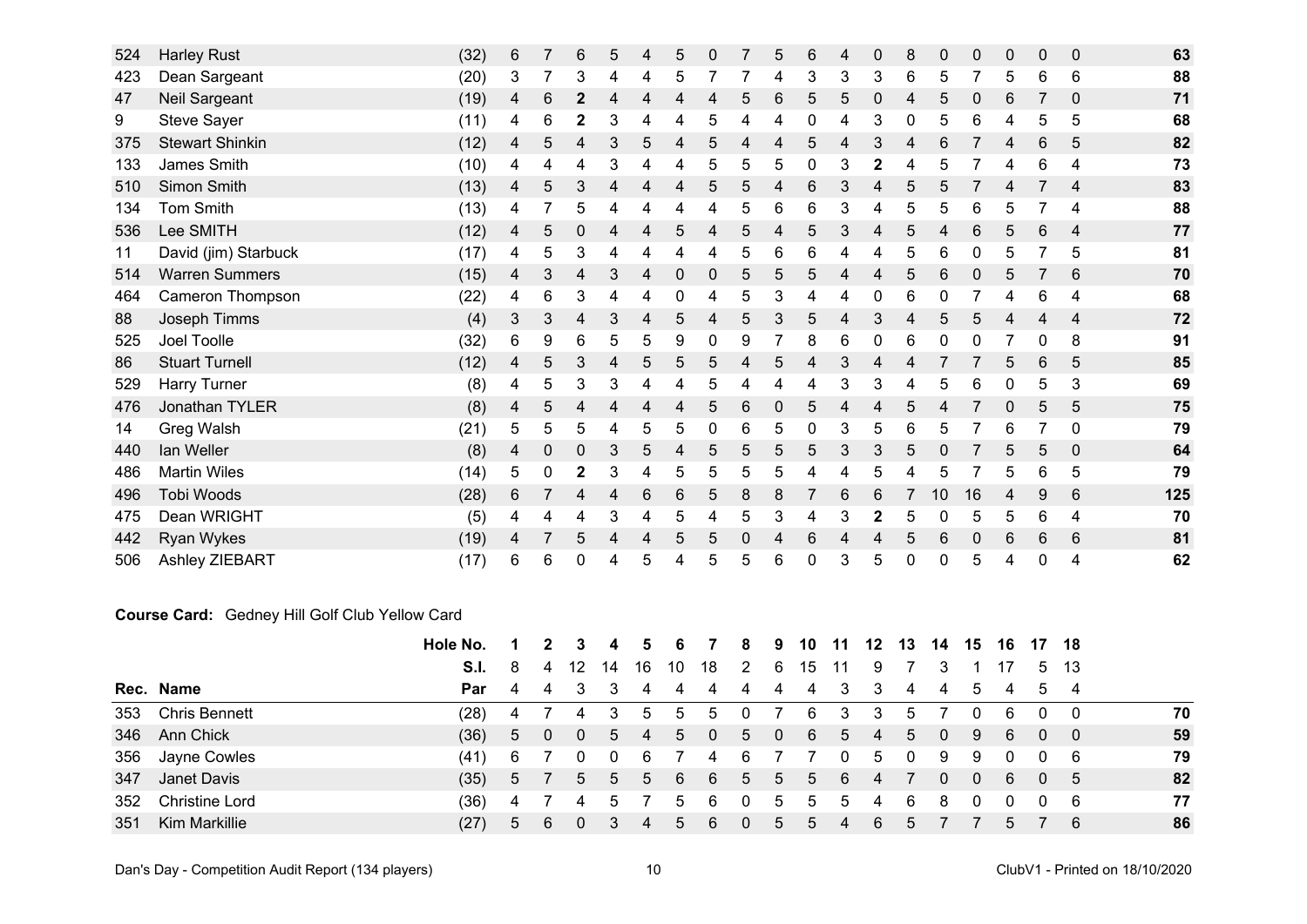| | | | | | | | | | | | | | | | | | | | | | |
|---|---|---|---|---|---|---|---|---|---|---|---|---|---|---|---|---|---|---|---|---|---|
| 524 | Harley Rust | (32) | 6 | 7 | 6 | 5 | 4 | 5 | 0 | 7 | 5 | 6 | 4 | 0 | 8 | 0 | 0 | 0 | 0 | 0 | 63 |
| 423 | Dean Sargeant | (20) | 3 | 7 | 3 | 4 | 4 | 5 | 7 | 7 | 4 | 3 | 3 | 3 | 6 | 5 | 7 | 5 | 6 | 6 | 88 |
| 47 | Neil Sargeant | (19) | 4 | 6 | **2** | 4 | 4 | 4 | 4 | 5 | 6 | 5 | 5 | 0 | 4 | 5 | 0 | 6 | 7 | 0 | 71 |
| 9 | Steve Sayer | (11) | 4 | 6 | **2** | 3 | 4 | 4 | 5 | 4 | 4 | 0 | 4 | 3 | 0 | 5 | 6 | 4 | 5 | 5 | 68 |
| 375 | Stewart Shinkin | (12) | 4 | 5 | 4 | 3 | 5 | 4 | 5 | 4 | 4 | 5 | 4 | 3 | 4 | 6 | 7 | 4 | 6 | 5 | 82 |
| 133 | James Smith | (10) | 4 | 4 | 4 | 3 | 4 | 4 | 5 | 5 | 5 | 0 | 3 | **2** | 4 | 5 | 7 | 4 | 6 | 4 | 73 |
| 510 | Simon Smith | (13) | 4 | 5 | 3 | 4 | 4 | 4 | 5 | 5 | 4 | 6 | 3 | 4 | 5 | 5 | 7 | 4 | 7 | 4 | 83 |
| 134 | Tom Smith | (13) | 4 | 7 | 5 | 4 | 4 | 4 | 4 | 5 | 6 | 6 | 3 | 4 | 5 | 5 | 6 | 5 | 7 | 4 | 88 |
| 536 | Lee SMITH | (12) | 4 | 5 | 0 | 4 | 4 | 5 | 4 | 5 | 4 | 5 | 3 | 4 | 5 | 4 | 6 | 5 | 6 | 4 | 77 |
| 11 | David (jim) Starbuck | (17) | 4 | 5 | 3 | 4 | 4 | 4 | 4 | 5 | 6 | 6 | 4 | 4 | 5 | 6 | 0 | 5 | 7 | 5 | 81 |
| 514 | Warren Summers | (15) | 4 | 3 | 4 | 3 | 4 | 0 | 0 | 5 | 5 | 5 | 4 | 4 | 5 | 6 | 0 | 5 | 7 | 6 | 70 |
| 464 | Cameron Thompson | (22) | 4 | 6 | 3 | 4 | 4 | 0 | 4 | 5 | 3 | 4 | 4 | 0 | 6 | 0 | 7 | 4 | 6 | 4 | 68 |
| 88 | Joseph Timms | (4) | 3 | 3 | 4 | 3 | 4 | 5 | 4 | 5 | 3 | 5 | 4 | 3 | 4 | 5 | 5 | 4 | 4 | 4 | 72 |
| 525 | Joel Toolle | (32) | 6 | 9 | 6 | 5 | 5 | 9 | 0 | 9 | 7 | 8 | 6 | 0 | 6 | 0 | 0 | 7 | 0 | 8 | 91 |
| 86 | Stuart Turnell | (12) | 4 | 5 | 3 | 4 | 5 | 5 | 5 | 4 | 5 | 4 | 3 | 4 | 4 | 7 | 7 | 5 | 6 | 5 | 85 |
| 529 | Harry Turner | (8) | 4 | 5 | 3 | 3 | 4 | 4 | 5 | 4 | 4 | 4 | 3 | 3 | 4 | 5 | 6 | 0 | 5 | 3 | 69 |
| 476 | Jonathan TYLER | (8) | 4 | 5 | 4 | 4 | 4 | 4 | 5 | 6 | 0 | 5 | 4 | 4 | 5 | 4 | 7 | 0 | 5 | 5 | 75 |
| 14 | Greg Walsh | (21) | 5 | 5 | 5 | 4 | 5 | 5 | 0 | 6 | 5 | 0 | 3 | 5 | 6 | 5 | 7 | 6 | 7 | 0 | 79 |
| 440 | Ian Weller | (8) | 4 | 0 | 0 | 3 | 5 | 4 | 5 | 5 | 5 | 5 | 3 | 3 | 5 | 0 | 7 | 5 | 5 | 0 | 64 |
| 486 | Martin Wiles | (14) | 5 | 0 | **2** | 3 | 4 | 5 | 5 | 5 | 5 | 4 | 4 | 5 | 4 | 5 | 7 | 5 | 6 | 5 | 79 |
| 496 | Tobi Woods | (28) | 6 | 7 | 4 | 4 | 6 | 6 | 5 | 8 | 8 | 7 | 6 | 6 | 7 | 10 | 16 | 4 | 9 | 6 | 125 |
| 475 | Dean WRIGHT | (5) | 4 | 4 | 4 | 3 | 4 | 5 | 4 | 5 | 3 | 4 | 3 | **2** | 5 | 0 | 5 | 5 | 6 | 4 | 70 |
| 442 | Ryan Wykes | (19) | 4 | 7 | 5 | 4 | 4 | 5 | 5 | 0 | 4 | 6 | 4 | 4 | 5 | 6 | 0 | 6 | 6 | 6 | 81 |
| 506 | Ashley ZIEBART | (17) | 6 | 6 | 0 | 4 | 5 | 4 | 5 | 5 | 6 | 0 | 3 | 5 | 0 | 0 | 5 | 4 | 0 | 4 | 62 |

**Course Card:** Gedney Hill Golf Club Yellow Card

| Rec. | Name | Hole No. | 1 | 2 | 3 | 4 | 5 | 6 | 7 | 8 | 9 | 10 | 11 | 12 | 13 | 14 | 15 | 16 | 17 | 18 | |
|---|---|---|---|---|---|---|---|---|---|---|---|---|---|---|---|---|---|---|---|---|---|
| | | S.I. | 8 | 4 | 12 | 14 | 16 | 10 | 18 | 2 | 6 | 15 | 11 | 9 | 7 | 3 | 1 | 17 | 5 | 13 | |
| | | Par | 4 | 4 | 3 | 3 | 4 | 4 | 4 | 4 | 4 | 4 | 3 | 3 | 4 | 4 | 5 | 4 | 5 | 4 | |
| 353 | Chris Bennett | (28) | 4 | 7 | 4 | 3 | 5 | 5 | 5 | 0 | 7 | 6 | 3 | 3 | 5 | 7 | 0 | 6 | 0 | 0 | 70 |
| 346 | Ann Chick | (36) | 5 | 0 | 0 | 5 | 4 | 5 | 0 | 5 | 0 | 6 | 5 | 4 | 5 | 0 | 9 | 6 | 0 | 0 | 59 |
| 356 | Jayne Cowles | (41) | 6 | 7 | 0 | 0 | 6 | 7 | 4 | 6 | 7 | 7 | 0 | 5 | 0 | 9 | 9 | 0 | 0 | 6 | 79 |
| 347 | Janet Davis | (35) | 5 | 7 | 5 | 5 | 5 | 6 | 6 | 5 | 5 | 5 | 6 | 4 | 7 | 0 | 0 | 6 | 0 | 5 | 82 |
| 352 | Christine Lord | (36) | 4 | 7 | 4 | 5 | 7 | 5 | 6 | 0 | 5 | 5 | 5 | 4 | 6 | 8 | 0 | 0 | 0 | 6 | 77 |
| 351 | Kim Markillie | (27) | 5 | 6 | 0 | 3 | 4 | 5 | 6 | 0 | 5 | 5 | 4 | 6 | 5 | 7 | 7 | 5 | 7 | 6 | 86 |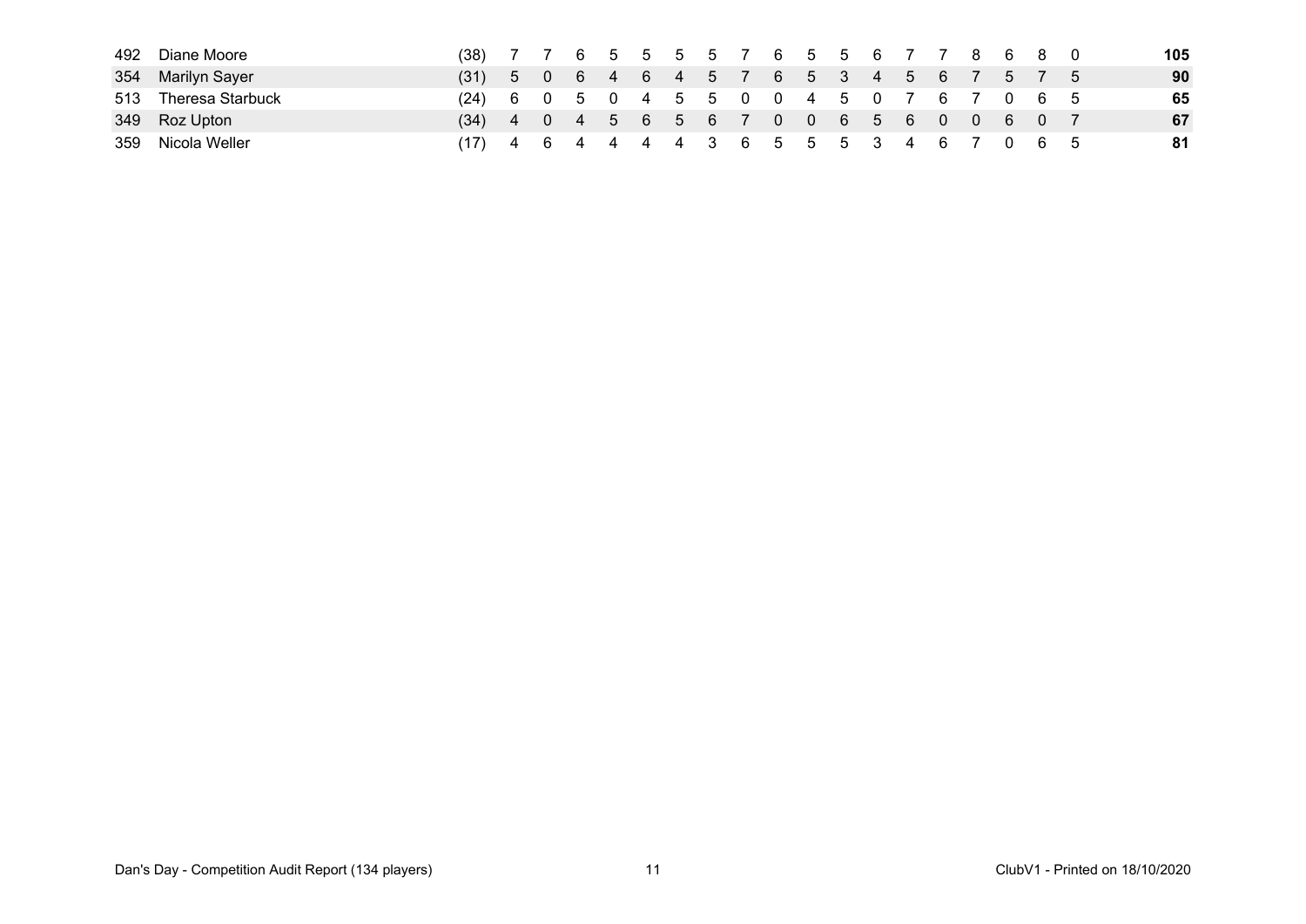| | | | | | | | | | | | | | | | | | | | | | |
|---|---|---|---|---|---|---|---|---|---|---|---|---|---|---|---|---|---|---|---|---|---|
| 492 | Diane Moore | (38) | 7 | 7 | 6 | 5 | 5 | 5 | 5 | 7 | 6 | 5 | 5 | 6 | 7 | 7 | 8 | 6 | 8 | 0 | **105** |
| 354 | Marilyn Sayer | (31) | 5 | 0 | 6 | 4 | 6 | 4 | 5 | 7 | 6 | 5 | 3 | 4 | 5 | 6 | 7 | 5 | 7 | 5 | **90** |
| 513 | Theresa Starbuck | (24) | 6 | 0 | 5 | 0 | 4 | 5 | 5 | 0 | 0 | 4 | 5 | 0 | 7 | 6 | 7 | 0 | 6 | 5 | **65** |
| 349 | Roz Upton | (34) | 4 | 0 | 4 | 5 | 6 | 5 | 6 | 7 | 0 | 0 | 6 | 5 | 6 | 0 | 0 | 6 | 0 | 7 | **67** |
| 359 | Nicola Weller | (17) | 4 | 6 | 4 | 4 | 4 | 4 | 3 | 6 | 5 | 5 | 5 | 3 | 4 | 6 | 7 | 0 | 6 | 5 | **81** |